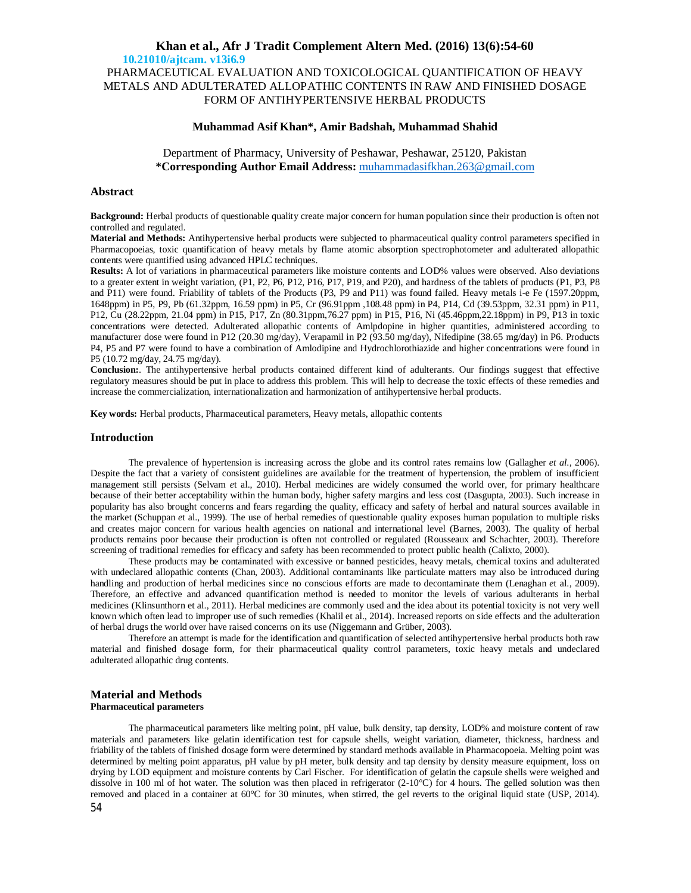**10.21010/ajtcam. v13i6.9**

# PHARMACEUTICAL EVALUATION AND TOXICOLOGICAL QUANTIFICATION OF HEAVY METALS AND ADULTERATED ALLOPATHIC CONTENTS IN RAW AND FINISHED DOSAGE FORM OF ANTIHYPERTENSIVE HERBAL PRODUCTS

**Muhammad Asif Khan\*, Amir Badshah, Muhammad Shahid**

Department of Pharmacy, University of Peshawar, Peshawar, 25120, Pakistan
**\*Corresponding Author Email Address:** muhammadasifkhan.263@gmail.com

## Abstract

**Background:** Herbal products of questionable quality create major concern for human population since their production is often not controlled and regulated.

**Material and Methods:** Antihypertensive herbal products were subjected to pharmaceutical quality control parameters specified in Pharmacopoeias, toxic quantification of heavy metals by flame atomic absorption spectrophotometer and adulterated allopathic contents were quantified using advanced HPLC techniques.

**Results:** A lot of variations in pharmaceutical parameters like moisture contents and LOD% values were observed. Also deviations to a greater extent in weight variation, (P1, P2, P6, P12, P16, P17, P19, and P20), and hardness of the tablets of products (P1, P3, P8 and P11) were found. Friability of tablets of the Products (P3, P9 and P11) was found failed. Heavy metals i-e Fe (1597.20ppm, 1648ppm) in P5, P9, Pb (61.32ppm, 16.59 ppm) in P5, Cr (96.91ppm ,108.48 ppm) in P4, P14, Cd (39.53ppm, 32.31 ppm) in P11, P12, Cu (28.22ppm, 21.04 ppm) in P15, P17, Zn (80.31ppm,76.27 ppm) in P15, P16, Ni (45.46ppm,22.18ppm) in P9, P13 in toxic concentrations were detected. Adulterated allopathic contents of Amlpdopine in higher quantities, administered according to manufacturer dose were found in P12 (20.30 mg/day), Verapamil in P2 (93.50 mg/day), Nifedipine (38.65 mg/day) in P6. Products P4, P5 and P7 were found to have a combination of Amlodipine and Hydrochlorothiazide and higher concentrations were found in P5 (10.72 mg/day, 24.75 mg/day).

**Conclusion:**. The antihypertensive herbal products contained different kind of adulterants. Our findings suggest that effective regulatory measures should be put in place to address this problem. This will help to decrease the toxic effects of these remedies and increase the commercialization, internationalization and harmonization of antihypertensive herbal products.

**Key words:** Herbal products, Pharmaceutical parameters, Heavy metals, allopathic contents

## Introduction

The prevalence of hypertension is increasing across the globe and its control rates remains low (Gallagher *et al.*, 2006). Despite the fact that a variety of consistent guidelines are available for the treatment of hypertension, the problem of insufficient management still persists (Selvam *e*t al., 2010). Herbal medicines are widely consumed the world over, for primary healthcare because of their better acceptability within the human body, higher safety margins and less cost (Dasgupta, 2003). Such increase in popularity has also brought concerns and fears regarding the quality, efficacy and safety of herbal and natural sources available in the market (Schuppan *e*t al., 1999). The use of herbal remedies of questionable quality exposes human population to multiple risks and creates major concern for various health agencies on national and international level (Barnes, 2003). The quality of herbal products remains poor because their production is often not controlled or regulated (Rousseaux and Schachter, 2003). Therefore screening of traditional remedies for efficacy and safety has been recommended to protect public health (Calixto, 2000).

These products may be contaminated with excessive or banned pesticides, heavy metals, chemical toxins and adulterated with undeclared allopathic contents (Chan, 2003). Additional contaminants like particulate matters may also be introduced during handling and production of herbal medicines since no conscious efforts are made to decontaminate them (Lenaghan *e*t al., 2009). Therefore, an effective and advanced quantification method is needed to monitor the levels of various adulterants in herbal medicines (Klinsunthorn et al., 2011). Herbal medicines are commonly used and the idea about its potential toxicity is not very well known which often lead to improper use of such remedies (Khalil et al., 2014). Increased reports on side effects and the adulteration of herbal drugs the world over have raised concerns on its use (Niggemann and Grüber, 2003).

Therefore an attempt is made for the identification and quantification of selected antihypertensive herbal products both raw material and finished dosage form, for their pharmaceutical quality control parameters, toxic heavy metals and undeclared adulterated allopathic drug contents.

## Material and Methods

### Pharmaceutical parameters

The pharmaceutical parameters like melting point, pH value, bulk density, tap density, LOD% and moisture content of raw materials and parameters like gelatin identification test for capsule shells, weight variation, diameter, thickness, hardness and friability of the tablets of finished dosage form were determined by standard methods available in Pharmacopoeia. Melting point was determined by melting point apparatus, pH value by pH meter, bulk density and tap density by density measure equipment, loss on drying by LOD equipment and moisture contents by Carl Fischer. For identification of gelatin the capsule shells were weighed and dissolve in 100 ml of hot water. The solution was then placed in refrigerator (2-10°C) for 4 hours. The gelled solution was then removed and placed in a container at 60°C for 30 minutes, when stirred, the gel reverts to the original liquid state (USP, 2014).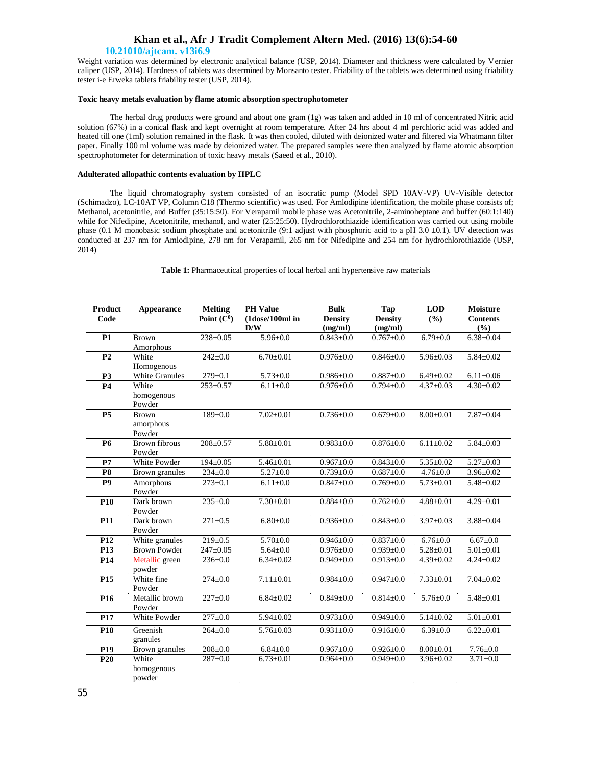Weight variation was determined by electronic analytical balance (USP, 2014). Diameter and thickness were calculated by Vernier caliper (USP, 2014). Hardness of tablets was determined by Monsanto tester. Friability of the tablets was determined using friability tester i-e Erweka tablets friability tester (USP, 2014).

### Toxic heavy metals evaluation by flame atomic absorption spectrophotometer

The herbal drug products were ground and about one gram (1g) was taken and added in 10 ml of concentrated Nitric acid solution (67%) in a conical flask and kept overnight at room temperature. After 24 hrs about 4 ml perchloric acid was added and heated till one (1ml) solution remained in the flask. It was then cooled, diluted with deionized water and filtered via Whatmann filter paper. Finally 100 ml volume was made by deionized water. The prepared samples were then analyzed by flame atomic absorption spectrophotometer for determination of toxic heavy metals (Saeed et al., 2010).

### Adulterated allopathic contents evaluation by HPLC

The liquid chromatography system consisted of an isocratic pump (Model SPD 10AV-VP) UV-Visible detector (Schimadzo), LC-10AT VP, Column C18 (Thermo scientific) was used. For Amlodipine identification, the mobile phase consists of; Methanol, acetonitrile, and Buffer (35:15:50). For Verapamil mobile phase was Acetonitrile, 2-aminoheptane and buffer (60:1:140) while for Nifedipine, Acetonitrile, methanol, and water (25:25:50). Hydrochlorothiazide identification was carried out using mobile phase (0.1 M monobasic sodium phosphate and acetonitrile (9:1 adjust with phosphoric acid to a pH 3.0 ±0.1). UV detection was conducted at 237 nm for Amlodipine, 278 nm for Verapamil, 265 nm for Nifedipine and 254 nm for hydrochlorothiazide (USP, 2014)

**Table 1:** Pharmaceutical properties of local herbal anti hypertensive raw materials

| Product Code | Appearance | Melting Point ($C^0$) | PH Value (1dose/100ml in D/W | Bulk Density (mg/ml) | Tap Density (mg/ml) | LOD (%) | Moisture Contents (%) |
|---|---|---|---|---|---|---|---|
| **P1** | Brown Amorphous | 238±0.05 | 5.96±0.0 | 0.843±0.0 | 0.767±0.0 | 6.79±0.0 | 6.38±0.04 |
| **P2** | White Homogenous | 242±0.0 | 6.70±0.01 | 0.976±0.0 | 0.846±0.0 | 5.96±0.03 | 5.84±0.02 |
| **P3** | White Granules | 279±0.1 | 5.73±0.0 | 0.986±0.0 | 0.887±0.0 | 6.49±0.02 | 6.11±0.06 |
| **P4** | White homogenous Powder | 253±0.57 | 6.11±0.0 | 0.976±0.0 | 0.794±0.0 | 4.37±0.03 | 4.30±0.02 |
| **P5** | Brown amorphous Powder | 189±0.0 | 7.02±0.01 | 0.736±0.0 | 0.679±0.0 | 8.00±0.01 | 7.87±0.04 |
| **P6** | Brown fibrous Powder | 208±0.57 | 5.88±0.01 | 0.983±0.0 | 0.876±0.0 | 6.11±0.02 | 5.84±0.03 |
| **P7** | White Powder | 194±0.05 | 5.46±0.01 | 0.967±0.0 | 0.843±0.0 | 5.35±0.02 | 5.27±0.03 |
| **P8** | Brown granules | 234±0.0 | 5.27±0.0 | 0.739±0.0 | 0.687±0.0 | 4.76±0.0 | 3.96±0.02 |
| **P9** | Amorphous Powder | 273±0.1 | 6.11±0.0 | 0.847±0.0 | 0.769±0.0 | 5.73±0.01 | 5.48±0.02 |
| **P10** | Dark brown Powder | 235±0.0 | 7.30±0.01 | 0.884±0.0 | 0.762±0.0 | 4.88±0.01 | 4.29±0.01 |
| **P11** | Dark brown Powder | 271±0.5 | 6.80±0.0 | 0.936±0.0 | 0.843±0.0 | 3.97±0.03 | 3.88±0.04 |
| **P12** | White granules | 219±0.5 | 5.70±0.0 | 0.946±0.0 | 0.837±0.0 | 6.76±0.0 | 6.67±0.0 |
| **P13** | Brown Powder | 247±0.05 | 5.64±0.0 | 0.976±0.0 | 0.939±0.0 | 5.28±0.01 | 5.01±0.01 |
| **P14** | Metallic green powder | 236±0.0 | 6.34±0.02 | 0.949±0.0 | 0.913±0.0 | 4.39±0.02 | 4.24±0.02 |
| **P15** | White fine Powder | 274±0.0 | 7.11±0.01 | 0.984±0.0 | 0.947±0.0 | 7.33±0.01 | 7.04±0.02 |
| **P16** | Metallic brown Powder | 227±0.0 | 6.84±0.02 | 0.849±0.0 | 0.814±0.0 | 5.76±0.0 | 5.48±0.01 |
| **P17** | White Powder | 277±0.0 | 5.94±0.02 | 0.973±0.0 | 0.949±0.0 | 5.14±0.02 | 5.01±0.01 |
| **P18** | Greenish granules | 264±0.0 | 5.76±0.03 | 0.931±0.0 | 0.916±0.0 | 6.39±0.0 | 6.22±0.01 |
| **P19** | Brown granules | 208±0.0 | 6.84±0.0 | 0.967±0.0 | 0.926±0.0 | 8.00±0.01 | 7.76±0.0 |
| **P20** | White homogenous powder | 287±0.0 | 6.73±0.01 | 0.964±0.0 | 0.949±0.0 | 3.96±0.02 | 3.71±0.0 |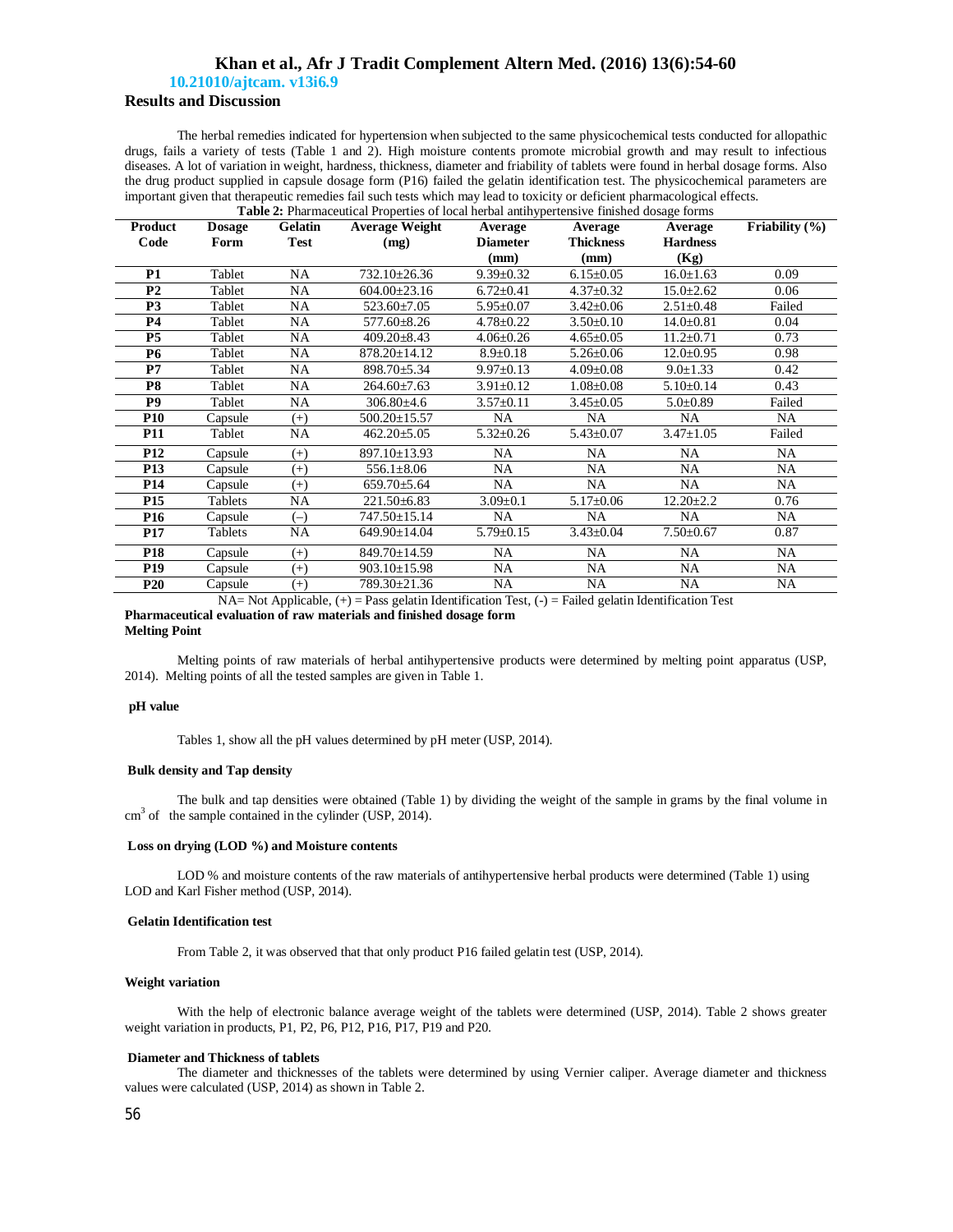## Results and Discussion

The herbal remedies indicated for hypertension when subjected to the same physicochemical tests conducted for allopathic drugs, fails a variety of tests (Table 1 and 2). High moisture contents promote microbial growth and may result to infectious diseases. A lot of variation in weight, hardness, thickness, diameter and friability of tablets were found in herbal dosage forms. Also the drug product supplied in capsule dosage form (P16) failed the gelatin identification test. The physicochemical parameters are important given that therapeutic remedies fail such tests which may lead to toxicity or deficient pharmacological effects.

**Table 2:** Pharmaceutical Properties of local herbal antihypertensive finished dosage forms

| Product Code | Dosage Form | Gelatin Test | Average Weight (mg) | Average Diameter (mm) | Average Thickness (mm) | Average Hardness (Kg) | Friability (%) |
|---|---|---|---|---|---|---|---|
| **P1** | Tablet | NA | 732.10±26.36 | 9.39±0.32 | 6.15±0.05 | 16.0±1.63 | 0.09 |
| **P2** | Tablet | NA | 604.00±23.16 | 6.72±0.41 | 4.37±0.32 | 15.0±2.62 | 0.06 |
| **P3** | Tablet | NA | 523.60±7.05 | 5.95±0.07 | 3.42±0.06 | 2.51±0.48 | Failed |
| **P4** | Tablet | NA | 577.60±8.26 | 4.78±0.22 | 3.50±0.10 | 14.0±0.81 | 0.04 |
| **P5** | Tablet | NA | 409.20±8.43 | 4.06±0.26 | 4.65±0.05 | 11.2±0.71 | 0.73 |
| **P6** | Tablet | NA | 878.20±14.12 | 8.9±0.18 | 5.26±0.06 | 12.0±0.95 | 0.98 |
| **P7** | Tablet | NA | 898.70±5.34 | 9.97±0.13 | 4.09±0.08 | 9.0±1.33 | 0.42 |
| **P8** | Tablet | NA | 264.60±7.63 | 3.91±0.12 | 1.08±0.08 | 5.10±0.14 | 0.43 |
| **P9** | Tablet | NA | 306.80±4.6 | 3.57±0.11 | 3.45±0.05 | 5.0±0.89 | Failed |
| **P10** | Capsule | (+) | 500.20±15.57 | NA | NA | NA | NA |
| **P11** | Tablet | NA | 462.20±5.05 | 5.32±0.26 | 5.43±0.07 | 3.47±1.05 | Failed |
| **P12** | Capsule | (+) | 897.10±13.93 | NA | NA | NA | NA |
| **P13** | Capsule | (+) | 556.1±8.06 | NA | NA | NA | NA |
| **P14** | Capsule | (+) | 659.70±5.64 | NA | NA | NA | NA |
| **P15** | Tablets | NA | 221.50±6.83 | 3.09±0.1 | 5.17±0.06 | 12.20±2.2 | 0.76 |
| **P16** | Capsule | (–) | 747.50±15.14 | NA | NA | NA | NA |
| **P17** | Tablets | NA | 649.90±14.04 | 5.79±0.15 | 3.43±0.04 | 7.50±0.67 | 0.87 |
| **P18** | Capsule | (+) | 849.70±14.59 | NA | NA | NA | NA |
| **P19** | Capsule | (+) | 903.10±15.98 | NA | NA | NA | NA |
| **P20** | Capsule | (+) | 789.30±21.36 | NA | NA | NA | NA |

NA= Not Applicable, (+) = Pass gelatin Identification Test, (-) = Failed gelatin Identification Test

**Pharmaceutical evaluation of raw materials and finished dosage form**

**Melting Point**

Melting points of raw materials of herbal antihypertensive products were determined by melting point apparatus (USP, 2014). Melting points of all the tested samples are given in Table 1.

**pH value**

Tables 1, show all the pH values determined by pH meter (USP, 2014).

**Bulk density and Tap density**

The bulk and tap densities were obtained (Table 1) by dividing the weight of the sample in grams by the final volume in $cm^3$ of the sample contained in the cylinder (USP, 2014).

**Loss on drying (LOD %) and Moisture contents**

LOD % and moisture contents of the raw materials of antihypertensive herbal products were determined (Table 1) using LOD and Karl Fisher method (USP, 2014).

**Gelatin Identification test**

From Table 2, it was observed that that only product P16 failed gelatin test (USP, 2014).

**Weight variation**

With the help of electronic balance average weight of the tablets were determined (USP, 2014). Table 2 shows greater weight variation in products, P1, P2, P6, P12, P16, P17, P19 and P20.

**Diameter and Thickness of tablets**

The diameter and thicknesses of the tablets were determined by using Vernier caliper. Average diameter and thickness values were calculated (USP, 2014) as shown in Table 2.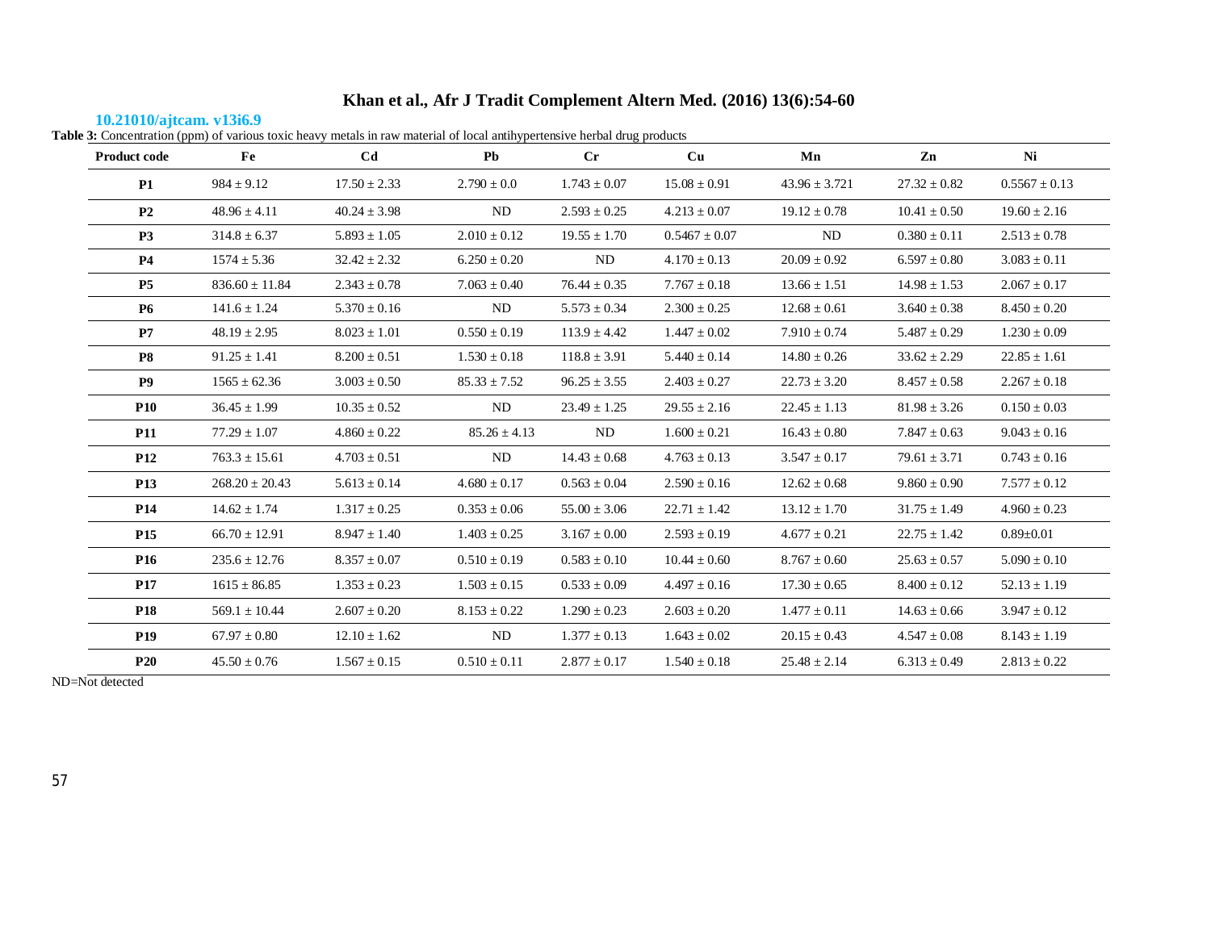**Table 3:** Concentration (ppm) of various toxic heavy metals in raw material of local antihypertensive herbal drug products

| Product code | Fe | Cd | Pb | Cr | Cu | Mn | Zn | Ni |
|---|---|---|---|---|---|---|---|---|
| **P1** | 984 ± 9.12 | 17.50 ± 2.33 | 2.790 ± 0.0 | 1.743 ± 0.07 | 15.08 ± 0.91 | 43.96 ± 3.721 | 27.32 ± 0.82 | 0.5567 ± 0.13 |
| **P2** | 48.96 ± 4.11 | 40.24 ± 3.98 | ND | 2.593 ± 0.25 | 4.213 ± 0.07 | 19.12 ± 0.78 | 10.41 ± 0.50 | 19.60 ± 2.16 |
| **P3** | 314.8 ± 6.37 | 5.893 ± 1.05 | 2.010 ± 0.12 | 19.55 ± 1.70 | 0.5467 ± 0.07 | ND | 0.380 ± 0.11 | 2.513 ± 0.78 |
| **P4** | 1574 ± 5.36 | 32.42 ± 2.32 | 6.250 ± 0.20 | ND | 4.170 ± 0.13 | 20.09 ± 0.92 | 6.597 ± 0.80 | 3.083 ± 0.11 |
| **P5** | 836.60 ± 11.84 | 2.343 ± 0.78 | 7.063 ± 0.40 | 76.44 ± 0.35 | 7.767 ± 0.18 | 13.66 ± 1.51 | 14.98 ± 1.53 | 2.067 ± 0.17 |
| **P6** | 141.6 ± 1.24 | 5.370 ± 0.16 | ND | 5.573 ± 0.34 | 2.300 ± 0.25 | 12.68 ± 0.61 | 3.640 ± 0.38 | 8.450 ± 0.20 |
| **P7** | 48.19 ± 2.95 | 8.023 ± 1.01 | 0.550 ± 0.19 | 113.9 ± 4.42 | 1.447 ± 0.02 | 7.910 ± 0.74 | 5.487 ± 0.29 | 1.230 ± 0.09 |
| **P8** | 91.25 ± 1.41 | 8.200 ± 0.51 | 1.530 ± 0.18 | 118.8 ± 3.91 | 5.440 ± 0.14 | 14.80 ± 0.26 | 33.62 ± 2.29 | 22.85 ± 1.61 |
| **P9** | 1565 ± 62.36 | 3.003 ± 0.50 | 85.33 ± 7.52 | 96.25 ± 3.55 | 2.403 ± 0.27 | 22.73 ± 3.20 | 8.457 ± 0.58 | 2.267 ± 0.18 |
| **P10** | 36.45 ± 1.99 | 10.35 ± 0.52 | ND | 23.49 ± 1.25 | 29.55 ± 2.16 | 22.45 ± 1.13 | 81.98 ± 3.26 | 0.150 ± 0.03 |
| **P11** | 77.29 ± 1.07 | 4.860 ± 0.22 | 85.26 ± 4.13 | ND | 1.600 ± 0.21 | 16.43 ± 0.80 | 7.847 ± 0.63 | 9.043 ± 0.16 |
| **P12** | 763.3 ± 15.61 | 4.703 ± 0.51 | ND | 14.43 ± 0.68 | 4.763 ± 0.13 | 3.547 ± 0.17 | 79.61 ± 3.71 | 0.743 ± 0.16 |
| **P13** | 268.20 ± 20.43 | 5.613 ± 0.14 | 4.680 ± 0.17 | 0.563 ± 0.04 | 2.590 ± 0.16 | 12.62 ± 0.68 | 9.860 ± 0.90 | 7.577 ± 0.12 |
| **P14** | 14.62 ± 1.74 | 1.317 ± 0.25 | 0.353 ± 0.06 | 55.00 ± 3.06 | 22.71 ± 1.42 | 13.12 ± 1.70 | 31.75 ± 1.49 | 4.960 ± 0.23 |
| **P15** | 66.70 ± 12.91 | 8.947 ± 1.40 | 1.403 ± 0.25 | 3.167 ± 0.00 | 2.593 ± 0.19 | 4.677 ± 0.21 | 22.75 ± 1.42 | 0.89±0.01 |
| **P16** | 235.6 ± 12.76 | 8.357 ± 0.07 | 0.510 ± 0.19 | 0.583 ± 0.10 | 10.44 ± 0.60 | 8.767 ± 0.60 | 25.63 ± 0.57 | 5.090 ± 0.10 |
| **P17** | 1615 ± 86.85 | 1.353 ± 0.23 | 1.503 ± 0.15 | 0.533 ± 0.09 | 4.497 ± 0.16 | 17.30 ± 0.65 | 8.400 ± 0.12 | 52.13 ± 1.19 |
| **P18** | 569.1 ± 10.44 | 2.607 ± 0.20 | 8.153 ± 0.22 | 1.290 ± 0.23 | 2.603 ± 0.20 | 1.477 ± 0.11 | 14.63 ± 0.66 | 3.947 ± 0.12 |
| **P19** | 67.97 ± 0.80 | 12.10 ± 1.62 | ND | 1.377 ± 0.13 | 1.643 ± 0.02 | 20.15 ± 0.43 | 4.547 ± 0.08 | 8.143 ± 1.19 |
| **P20** | 45.50 ± 0.76 | 1.567 ± 0.15 | 0.510 ± 0.11 | 2.877 ± 0.17 | 1.540 ± 0.18 | 25.48 ± 2.14 | 6.313 ± 0.49 | 2.813 ± 0.22 |

ND=Not detected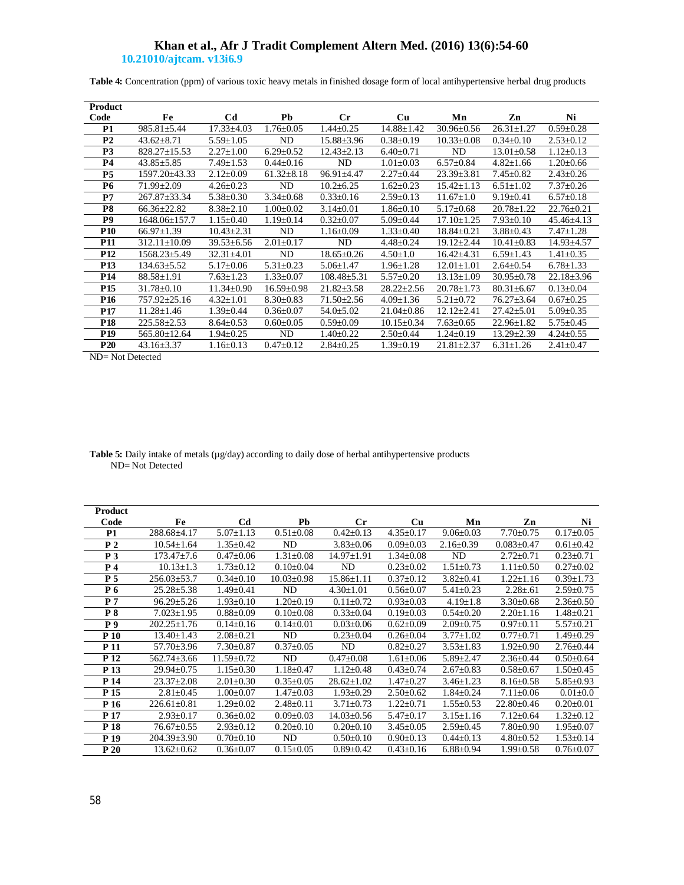**Table 4:** Concentration (ppm) of various toxic heavy metals in finished dosage form of local antihypertensive herbal drug products

| Product Code | Fe | Cd | Pb | Cr | Cu | Mn | Zn | Ni |
|---|---|---|---|---|---|---|---|---|
| P1 | 985.81±5.44 | 17.33±4.03 | 1.76±0.05 | 1.44±0.25 | 14.88±1.42 | 30.96±0.56 | 26.31±1.27 | 0.59±0.28 |
| P2 | 43.62±8.71 | 5.59±1.05 | ND | 15.88±3.96 | 0.38±0.19 | 10.33±0.08 | 0.34±0.10 | 2.53±0.12 |
| P3 | 828.27±15.53 | 2.27±1.00 | 6.29±0.52 | 12.43±2.13 | 6.40±0.71 | ND | 13.01±0.58 | 1.12±0.13 |
| P4 | 43.85±5.85 | 7.49±1.53 | 0.44±0.16 | ND | 1.01±0.03 | 6.57±0.84 | 4.82±1.66 | 1.20±0.66 |
| P5 | 1597.20±43.33 | 2.12±0.09 | 61.32±8.18 | 96.91±4.47 | 2.27±0.44 | 23.39±3.81 | 7.45±0.82 | 2.43±0.26 |
| P6 | 71.99±2.09 | 4.26±0.23 | ND | 10.2±6.25 | 1.62±0.23 | 15.42±1.13 | 6.51±1.02 | 7.37±0.26 |
| P7 | 267.87±33.34 | 5.38±0.30 | 3.34±0.68 | 0.33±0.16 | 2.59±0.13 | 11.67±1.0 | 9.19±0.41 | 6.57±0.18 |
| P8 | 66.36±22.82 | 8.38±2.10 | 1.00±0.02 | 3.14±0.01 | 1.86±0.10 | 5.17±0.68 | 20.78±1.22 | 22.76±0.21 |
| P9 | 1648.06±157.7 | 1.15±0.40 | 1.19±0.14 | 0.32±0.07 | 5.09±0.44 | 17.10±1.25 | 7.93±0.10 | 45.46±4.13 |
| P10 | 66.97±1.39 | 10.43±2.31 | ND | 1.16±0.09 | 1.33±0.40 | 18.84±0.21 | 3.88±0.43 | 7.47±1.28 |
| P11 | 312.11±10.09 | 39.53±6.56 | 2.01±0.17 | ND | 4.48±0.24 | 19.12±2.44 | 10.41±0.83 | 14.93±4.57 |
| P12 | 1568.23±5.49 | 32.31±4.01 | ND | 18.65±0.26 | 4.50±1.0 | 16.42±4.31 | 6.59±1.43 | 1.41±0.35 |
| P13 | 134.63±5.52 | 5.17±0.06 | 5.31±0.23 | 5.06±1.47 | 1.96±1.28 | 12.01±1.01 | 2.64±0.54 | 6.78±1.33 |
| P14 | 88.58±1.91 | 7.63±1.23 | 1.33±0.07 | 108.48±5.31 | 5.57±0.20 | 13.13±1.09 | 30.95±0.78 | 22.18±3.96 |
| P15 | 31.78±0.10 | 11.34±0.90 | 16.59±0.98 | 21.82±3.58 | 28.22±2.56 | 20.78±1.73 | 80.31±6.67 | 0.13±0.04 |
| P16 | 757.92±25.16 | 4.32±1.01 | 8.30±0.83 | 71.50±2.56 | 4.09±1.36 | 5.21±0.72 | 76.27±3.64 | 0.67±0.25 |
| P17 | 11.28±1.46 | 1.39±0.44 | 0.36±0.07 | 54.0±5.02 | 21.04±0.86 | 12.12±2.41 | 27.42±5.01 | 5.09±0.35 |
| P18 | 225.58±2.53 | 8.64±0.53 | 0.60±0.05 | 0.59±0.09 | 10.15±0.34 | 7.63±0.65 | 22.96±1.82 | 5.75±0.45 |
| P19 | 565.80±12.64 | 1.94±0.25 | ND | 1.40±0.22 | 2.50±0.44 | 1.24±0.19 | 13.29±2.39 | 4.24±0.55 |
| P20 | 43.16±3.37 | 1.16±0.13 | 0.47±0.12 | 2.84±0.25 | 1.39±0.19 | 21.81±2.37 | 6.31±1.26 | 2.41±0.47 |

ND= Not Detected

**Table 5:** Daily intake of metals (µg/day) according to daily dose of herbal antihypertensive products
ND= Not Detected

| Product Code | Fe | Cd | Pb | Cr | Cu | Mn | Zn | Ni |
|---|---|---|---|---|---|---|---|---|
| P1 | 288.68±4.17 | 5.07±1.13 | 0.51±0.08 | 0.42±0.13 | 4.35±0.17 | 9.06±0.03 | 7.70±0.75 | 0.17±0.05 |
| P 2 | 10.54±1.64 | 1.35±0.42 | ND | 3.83±0.06 | 0.09±0.03 | 2.16±0.39 | 0.083±0.47 | 0.61±0.42 |
| P 3 | 173.47±7.6 | 0.47±0.06 | 1.31±0.08 | 14.97±1.91 | 1.34±0.08 | ND | 2.72±0.71 | 0.23±0.71 |
| P 4 | 10.13±1.3 | 1.73±0.12 | 0.10±0.04 | ND | 0.23±0.02 | 1.51±0.73 | 1.11±0.50 | 0.27±0.02 |
| P 5 | 256.03±53.7 | 0.34±0.10 | 10.03±0.98 | 15.86±1.11 | 0.37±0.12 | 3.82±0.41 | 1.22±1.16 | 0.39±1.73 |
| P 6 | 25.28±5.38 | 1.49±0.41 | ND | 4.30±1.01 | 0.56±0.07 | 5.41±0.23 | 2.28±.61 | 2.59±0.75 |
| P 7 | 96.29±5.26 | 1.93±0.10 | 1.20±0.19 | 0.11±0.72 | 0.93±0.03 | 4.19±1.8 | 3.30±0.68 | 2.36±0.50 |
| P 8 | 7.023±1.95 | 0.88±0.09 | 0.10±0.08 | 0.33±0.04 | 0.19±0.03 | 0.54±0.20 | 2.20±1.16 | 1.48±0.21 |
| P 9 | 202.25±1.76 | 0.14±0.16 | 0.14±0.01 | 0.03±0.06 | 0.62±0.09 | 2.09±0.75 | 0.97±0.11 | 5.57±0.21 |
| P 10 | 13.40±1.43 | 2.08±0.21 | ND | 0.23±0.04 | 0.26±0.04 | 3.77±1.02 | 0.77±0.71 | 1.49±0.29 |
| P 11 | 57.70±3.96 | 7.30±0.87 | 0.37±0.05 | ND | 0.82±0.27 | 3.53±1.83 | 1.92±0.90 | 2.76±0.44 |
| P 12 | 562.74±3.66 | 11.59±0.72 | ND | 0.47±0.08 | 1.61±0.06 | 5.89±2.47 | 2.36±0.44 | 0.50±0.64 |
| P 13 | 29.94±0.75 | 1.15±0.30 | 1.18±0.47 | 1.12±0.48 | 0.43±0.74 | 2.67±0.83 | 0.58±0.67 | 1.50±0.45 |
| P 14 | 23.37±2.08 | 2.01±0.30 | 0.35±0.05 | 28.62±1.02 | 1.47±0.27 | 3.46±1.23 | 8.16±0.58 | 5.85±0.93 |
| P 15 | 2.81±0.45 | 1.00±0.07 | 1.47±0.03 | 1.93±0.29 | 2.50±0.62 | 1.84±0.24 | 7.11±0.06 | 0.01±0.0 |
| P 16 | 226.61±0.81 | 1.29±0.02 | 2.48±0.11 | 3.71±0.73 | 1.22±0.71 | 1.55±0.53 | 22.80±0.46 | 0.20±0.01 |
| P 17 | 2.93±0.17 | 0.36±0.02 | 0.09±0.03 | 14.03±0.56 | 5.47±0.17 | 3.15±1.16 | 7.12±0.64 | 1.32±0.12 |
| P 18 | 76.67±0.55 | 2.93±0.12 | 0.20±0.10 | 0.20±0.10 | 3.45±0.05 | 2.59±0.45 | 7.80±0.90 | 1.95±0.07 |
| P 19 | 204.39±3.90 | 0.70±0.10 | ND | 0.50±0.10 | 0.90±0.13 | 0.44±0.13 | 4.80±0.52 | 1.53±0.14 |
| P 20 | 13.62±0.62 | 0.36±0.07 | 0.15±0.05 | 0.89±0.42 | 0.43±0.16 | 6.88±0.94 | 1.99±0.58 | 0.76±0.07 |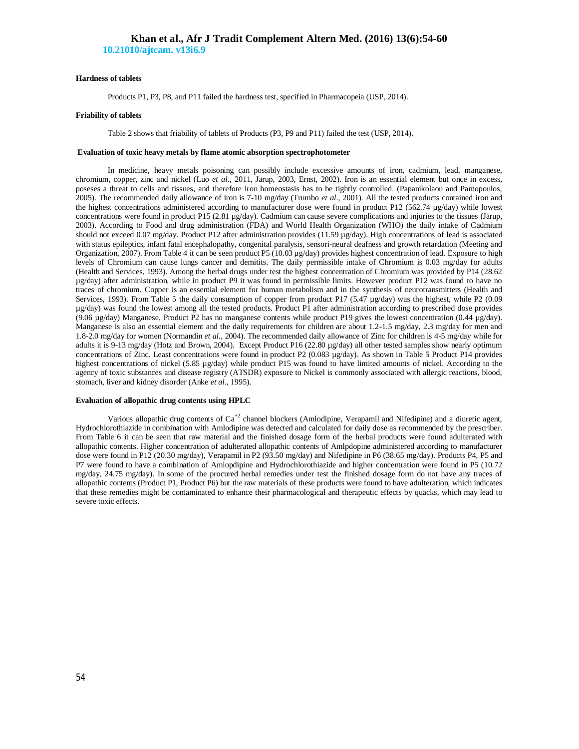### Hardness of tablets

Products P1, P3, P8, and P11 failed the hardness test, specified in Pharmacopeia (USP, 2014).

### Friability of tablets

Table 2 shows that friability of tablets of Products (P3, P9 and P11) failed the test (USP, 2014).

### Evaluation of toxic heavy metals by flame atomic absorption spectrophotometer

In medicine, heavy metals poisoning can possibly include excessive amounts of iron, cadmium, lead, manganese, chromium, copper, zinc and nickel (Luo *et al*., 2011, Järup, 2003, Ernst, 2002). Iron is an essential element but once in excess, poseses a threat to cells and tissues, and therefore iron homeostasis has to be tightly controlled. (Papanikolaou and Pantopoulos, 2005). The recommended daily allowance of iron is 7-10 mg/day (Trumbo *et al*., 2001). All the tested products contained iron and the highest concentrations administered according to manufacturer dose were found in product P12 (562.74 µg/day) while lowest concentrations were found in product P15 (2.81 µg/day). Cadmium can cause severe complications and injuries to the tissues (Järup, 2003). According to Food and drug administration (FDA) and World Health Organization (WHO) the daily intake of Cadmium should not exceed 0.07 mg/day. Product P12 after administration provides (11.59 µg/day). High concentrations of lead is associated with status epileptics, infant fatal encephalopathy, congenital paralysis, sensori-neural deafness and growth retardation (Meeting and Organization, 2007). From Table 4 it can be seen product P5 (10.03 µg/day) provides highest concentration of lead. Exposure to high levels of Chromium can cause lungs cancer and demitits. The daily permissible intake of Chromium is 0.03 mg/day for adults (Health and Services, 1993). Among the herbal drugs under test the highest concentration of Chromium was provided by P14 (28.62 µg/day) after administration, while in product P9 it was found in permissible limits. However product P12 was found to have no traces of chromium. Copper is an essential element for human metabolism and in the synthesis of neurotransmitters (Health and Services, 1993). From Table 5 the daily consumption of copper from product P17 (5.47 µg/day) was the highest, while P2 (0.09 µg/day) was found the lowest among all the tested products. Product P1 after administration according to prescribed dose provides (9.06 µg/day) Manganese, Product P2 has no manganese contents while product P19 gives the lowest concentration (0.44 µg/day). Manganese is also an essential element and the daily requirements for children are about 1.2-1.5 mg/day, 2.3 mg/day for men and 1.8-2.0 mg/day for women (Normandin *et al*., 2004). The recommended daily allowance of Zinc for children is 4-5 mg/day while for adults it is 9-13 mg/day (Hotz and Brown, 2004). Except Product P16 (22.80 µg/day) all other tested samples show nearly optimum concentrations of Zinc. Least concentrations were found in product P2 (0.083 µg/day). As shown in Table 5 Product P14 provides highest concentrations of nickel (5.85 µg/day) while product P15 was found to have limited amounts of nickel. According to the agency of toxic substances and disease registry (ATSDR) exposure to Nickel is commonly associated with allergic reactions, blood, stomach, liver and kidney disorder (Anke *et al*., 1995).

### Evaluation of allopathic drug contents using HPLC

Various allopathic drug contents of $Ca^{+2}$ channel blockers (Amlodipine, Verapamil and Nifedipine) and a diuretic agent, Hydrochlorothiazide in combination with Amlodipine was detected and calculated for daily dose as recommended by the prescriber. From Table 6 it can be seen that raw material and the finished dosage form of the herbal products were found adulterated with allopathic contents. Higher concentration of adulterated allopathic contents of Amlpdopine administered according to manufacturer dose were found in P12 (20.30 mg/day), Verapamil in P2 (93.50 mg/day) and Nifedipine in P6 (38.65 mg/day). Products P4, P5 and P7 were found to have a combination of Amlopdipine and Hydrochlorothiazide and higher concentration were found in P5 (10.72 mg/day, 24.75 mg/day). In some of the procured herbal remedies under test the finished dosage form do not have any traces of allopathic contents (Product P1, Product P6) but the raw materials of these products were found to have adulteration, which indicates that these remedies might be contaminated to enhance their pharmacological and therapeutic effects by quacks, which may lead to severe toxic effects.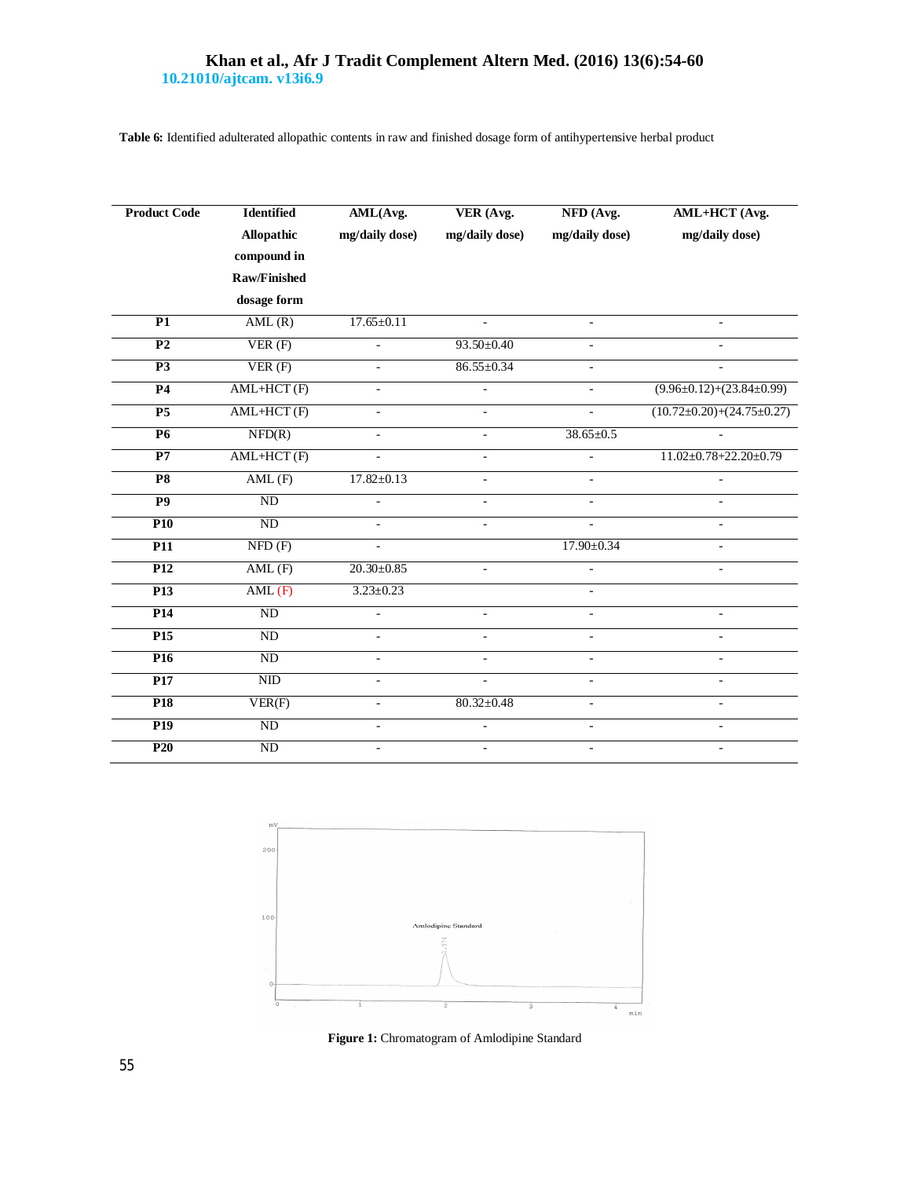**Table 6:** Identified adulterated allopathic contents in raw and finished dosage form of antihypertensive herbal product

| Product Code | Identified Allopathic compound in Raw/Finished dosage form | AML(Avg. mg/daily dose) | VER (Avg. mg/daily dose) | NFD (Avg. mg/daily dose) | AML+HCT (Avg. mg/daily dose) |
|---|---|---|---|---|---|
| **P1** | AML (R) | 17.65±0.11 | - | - | - |
| **P2** | VER (F) | - | 93.50±0.40 | - | - |
| **P3** | VER (F) | - | 86.55±0.34 | - | - |
| **P4** | AML+HCT (F) | - | - | - | (9.96±0.12)+(23.84±0.99) |
| **P5** | AML+HCT (F) | - | - | - | (10.72±0.20)+(24.75±0.27) |
| **P6** | NFD(R) | - | - | 38.65±0.5 | - |
| **P7** | AML+HCT (F) | - | - | - | 11.02±0.78+22.20±0.79 |
| **P8** | AML (F) | 17.82±0.13 | - | - | - |
| **P9** | ND | - | - | - | - |
| **P10** | ND | - | - | - | - |
| **P11** | NFD (F) | - | | 17.90±0.34 | - |
| **P12** | AML (F) | 20.30±0.85 | - | - | - |
| **P13** | AML (F) | 3.23±0.23 | | - | |
| **P14** | ND | - | - | - | - |
| **P15** | ND | - | - | - | - |
| **P16** | ND | - | - | - | - |
| **P17** | NID | - | - | - | - |
| **P18** | VER(F) | - | 80.32±0.48 | - | - |
| **P19** | ND | - | - | - | - |
| **P20** | ND | - | - | - | - |

**Figure 1:** Chromatogram of Amlodipine Standard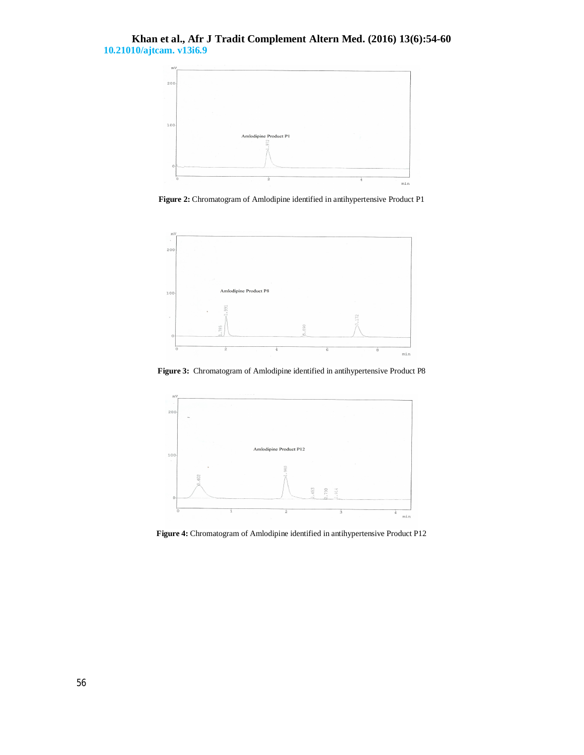**Figure 2:** Chromatogram of Amlodipine identified in antihypertensive Product P1

**Figure 3:** Chromatogram of Amlodipine identified in antihypertensive Product P8

**Figure 4:** Chromatogram of Amlodipine identified in antihypertensive Product P12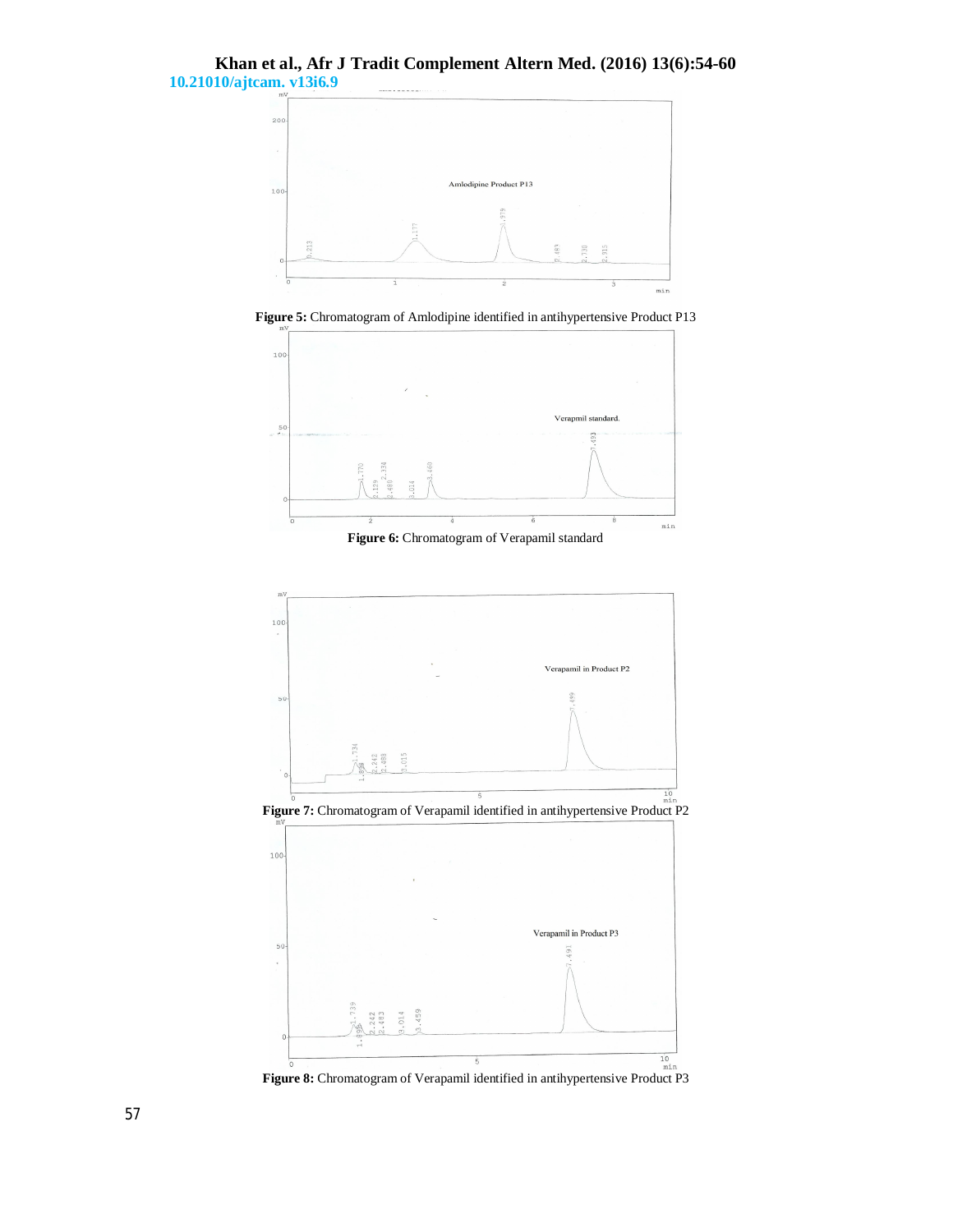Figure 5: Chromatogram of Amlodipine identified in antihypertensive Product P13

Figure 6: Chromatogram of Verapamil standard

Figure 7: Chromatogram of Verapamil identified in antihypertensive Product P2

Figure 8: Chromatogram of Verapamil identified in antihypertensive Product P3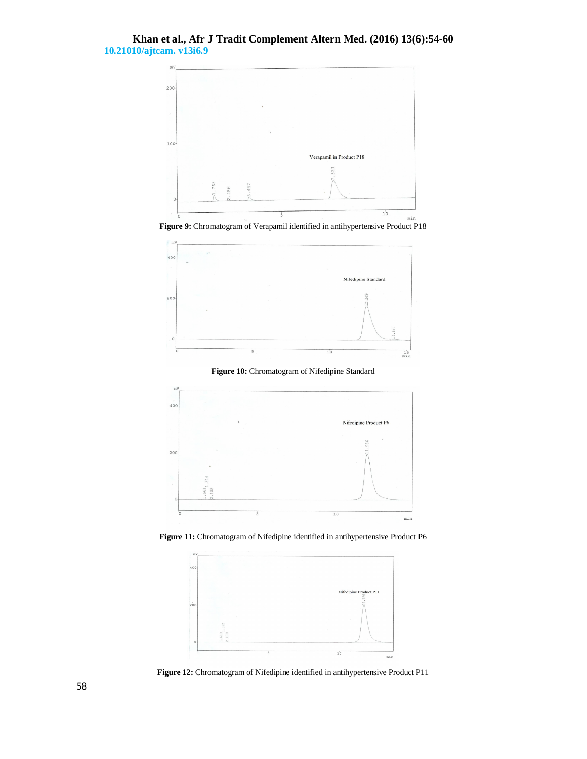**Figure 9:** Chromatogram of Verapamil identified in antihypertensive Product P18

**Figure 10:** Chromatogram of Nifedipine Standard

**Figure 11:** Chromatogram of Nifedipine identified in antihypertensive Product P6

**Figure 12:** Chromatogram of Nifedipine identified in antihypertensive Product P11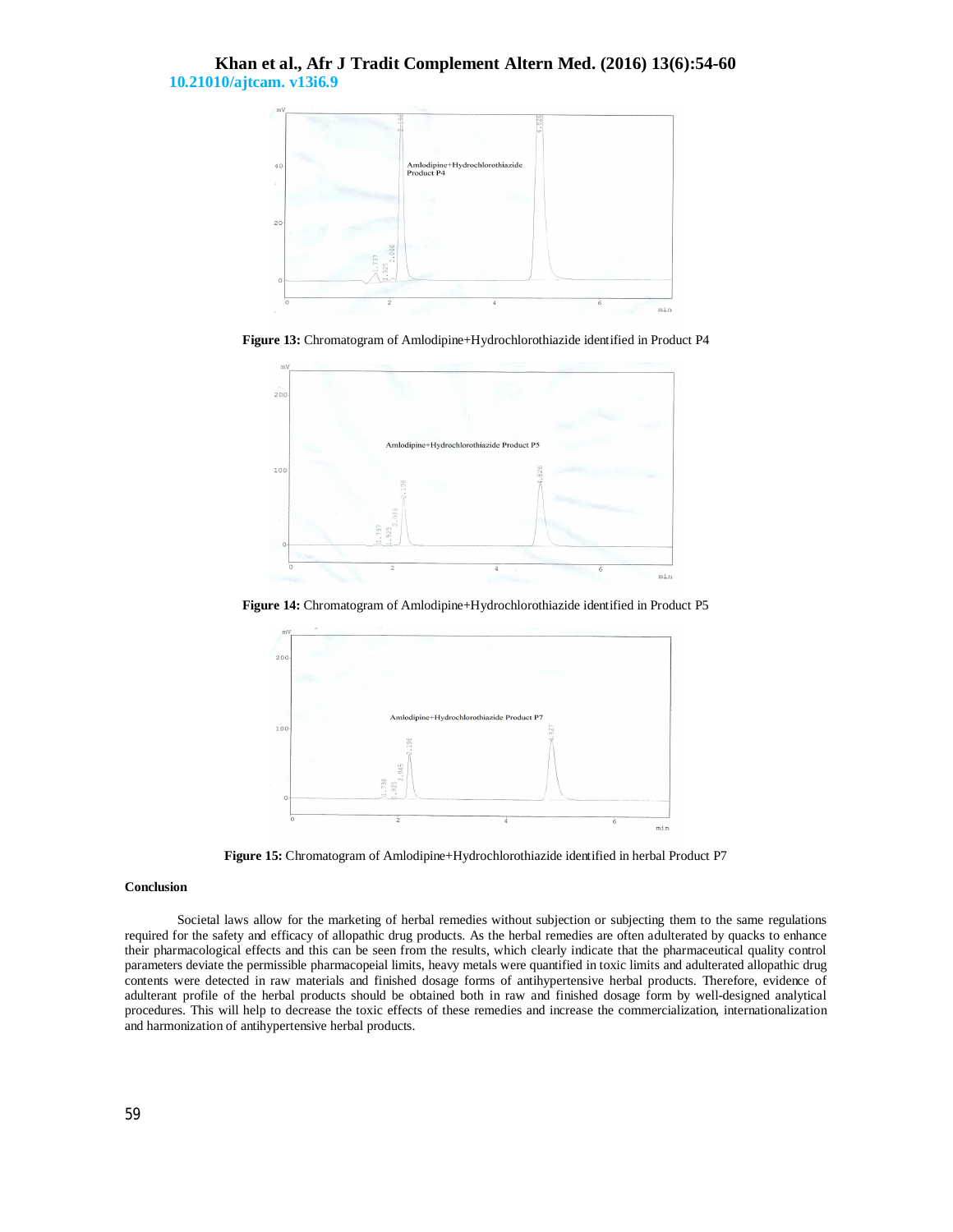Figure 13: Chromatogram of Amlodipine+Hydrochlorothiazide identified in Product P4

Figure 14: Chromatogram of Amlodipine+Hydrochlorothiazide identified in Product P5

Figure 15: Chromatogram of Amlodipine+Hydrochlorothiazide identified in herbal Product P7

### Conclusion

Societal laws allow for the marketing of herbal remedies without subjection or subjecting them to the same regulations required for the safety and efficacy of allopathic drug products. As the herbal remedies are often adulterated by quacks to enhance their pharmacological effects and this can be seen from the results, which clearly indicate that the pharmaceutical quality control parameters deviate the permissible pharmacopeial limits, heavy metals were quantified in toxic limits and adulterated allopathic drug contents were detected in raw materials and finished dosage forms of antihypertensive herbal products. Therefore, evidence of adulterant profile of the herbal products should be obtained both in raw and finished dosage form by well-designed analytical procedures. This will help to decrease the toxic effects of these remedies and increase the commercialization, internationalization and harmonization of antihypertensive herbal products.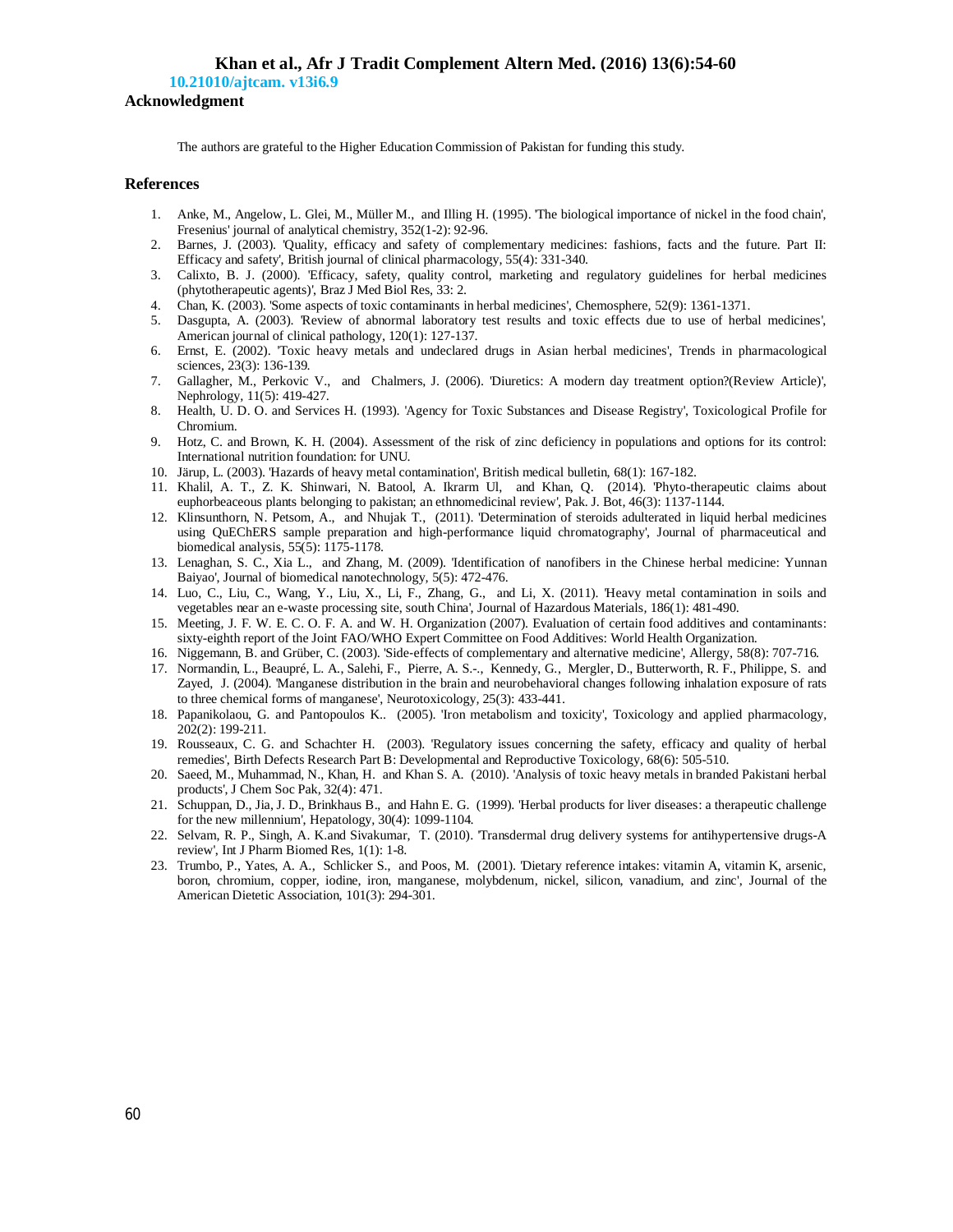## Acknowledgment

The authors are grateful to the Higher Education Commission of Pakistan for funding this study.

## References

1. Anke, M., Angelow, L. Glei, M., Müller M., and Illing H. (1995). 'The biological importance of nickel in the food chain', Fresenius' journal of analytical chemistry, 352(1-2): 92-96.
2. Barnes, J. (2003). 'Quality, efficacy and safety of complementary medicines: fashions, facts and the future. Part II: Efficacy and safety', British journal of clinical pharmacology, 55(4): 331-340.
3. Calixto, B. J. (2000). 'Efficacy, safety, quality control, marketing and regulatory guidelines for herbal medicines (phytotherapeutic agents)', Braz J Med Biol Res, 33: 2.
4. Chan, K. (2003). 'Some aspects of toxic contaminants in herbal medicines', Chemosphere, 52(9): 1361-1371.
5. Dasgupta, A. (2003). 'Review of abnormal laboratory test results and toxic effects due to use of herbal medicines', American journal of clinical pathology, 120(1): 127-137.
6. Ernst, E. (2002). 'Toxic heavy metals and undeclared drugs in Asian herbal medicines', Trends in pharmacological sciences, 23(3): 136-139.
7. Gallagher, M., Perkovic V., and Chalmers, J. (2006). 'Diuretics: A modern day treatment option?(Review Article)', Nephrology, 11(5): 419-427.
8. Health, U. D. O. and Services H. (1993). 'Agency for Toxic Substances and Disease Registry', Toxicological Profile for Chromium.
9. Hotz, C. and Brown, K. H. (2004). Assessment of the risk of zinc deficiency in populations and options for its control: International nutrition foundation: for UNU.
10. Järup, L. (2003). 'Hazards of heavy metal contamination', British medical bulletin, 68(1): 167-182.
11. Khalil, A. T., Z. K. Shinwari, N. Batool, A. Ikrarm Ul, and Khan, Q. (2014). 'Phyto-therapeutic claims about euphorbeaceous plants belonging to pakistan; an ethnomedicinal review', Pak. J. Bot, 46(3): 1137-1144.
12. Klinsunthorn, N. Petsom, A., and Nhujak T., (2011). 'Determination of steroids adulterated in liquid herbal medicines using QuEChERS sample preparation and high-performance liquid chromatography', Journal of pharmaceutical and biomedical analysis, 55(5): 1175-1178.
13. Lenaghan, S. C., Xia L., and Zhang, M. (2009). 'Identification of nanofibers in the Chinese herbal medicine: Yunnan Baiyao', Journal of biomedical nanotechnology, 5(5): 472-476.
14. Luo, C., Liu, C., Wang, Y., Liu, X., Li, F., Zhang, G., and Li, X. (2011). 'Heavy metal contamination in soils and vegetables near an e-waste processing site, south China', Journal of Hazardous Materials, 186(1): 481-490.
15. Meeting, J. F. W. E. C. O. F. A. and W. H. Organization (2007). Evaluation of certain food additives and contaminants: sixty-eighth report of the Joint FAO/WHO Expert Committee on Food Additives: World Health Organization.
16. Niggemann, B. and Grüber, C. (2003). 'Side-effects of complementary and alternative medicine', Allergy, 58(8): 707-716.
17. Normandin, L., Beaupré, L. A., Salehi, F., Pierre, A. S.-., Kennedy, G., Mergler, D., Butterworth, R. F., Philippe, S. and Zayed, J. (2004). 'Manganese distribution in the brain and neurobehavioral changes following inhalation exposure of rats to three chemical forms of manganese', Neurotoxicology, 25(3): 433-441.
18. Papanikolaou, G. and Pantopoulos K.. (2005). 'Iron metabolism and toxicity', Toxicology and applied pharmacology, 202(2): 199-211.
19. Rousseaux, C. G. and Schachter H. (2003). 'Regulatory issues concerning the safety, efficacy and quality of herbal remedies', Birth Defects Research Part B: Developmental and Reproductive Toxicology, 68(6): 505-510.
20. Saeed, M., Muhammad, N., Khan, H. and Khan S. A. (2010). 'Analysis of toxic heavy metals in branded Pakistani herbal products', J Chem Soc Pak, 32(4): 471.
21. Schuppan, D., Jia, J. D., Brinkhaus B., and Hahn E. G. (1999). 'Herbal products for liver diseases: a therapeutic challenge for the new millennium', Hepatology, 30(4): 1099-1104.
22. Selvam, R. P., Singh, A. K.and Sivakumar, T. (2010). 'Transdermal drug delivery systems for antihypertensive drugs-A review', Int J Pharm Biomed Res, 1(1): 1-8.
23. Trumbo, P., Yates, A. A., Schlicker S., and Poos, M. (2001). 'Dietary reference intakes: vitamin A, vitamin K, arsenic, boron, chromium, copper, iodine, iron, manganese, molybdenum, nickel, silicon, vanadium, and zinc', Journal of the American Dietetic Association, 101(3): 294-301.